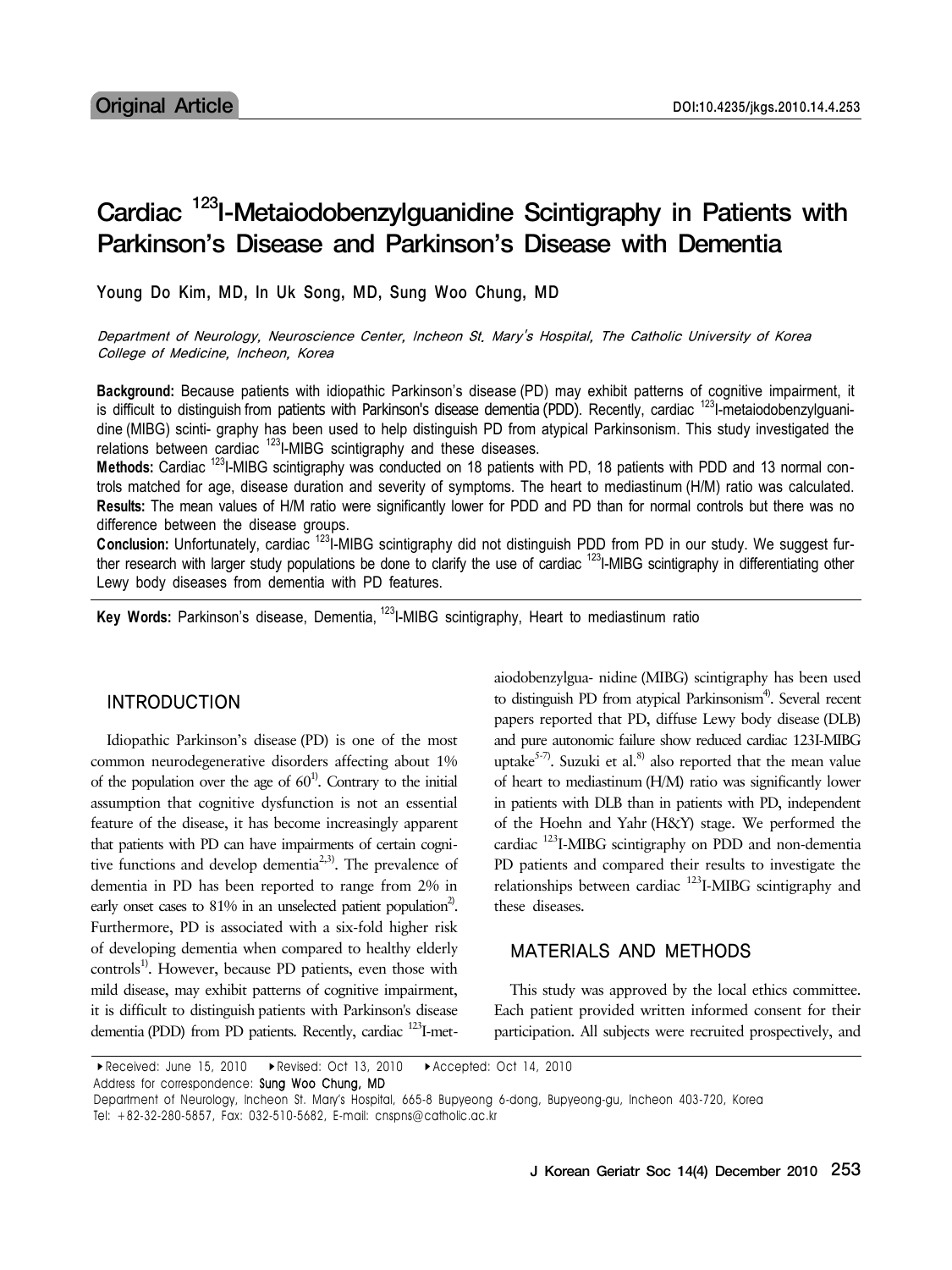Original Article

DOI:10.4235/jkgs.2010.14.4.253

# Cardiac $^{123}$I-Metaiodobenzylguanidine Scintigraphy in Patients with Parkinson's Disease and Parkinson's Disease with Dementia

Young Do Kim, MD, In Uk Song, MD, Sung Woo Chung, MD

*Department of Neurology, Neuroscience Center, Incheon St. Mary's Hospital, The Catholic University of Korea College of Medicine, Incheon, Korea*

**Background:** Because patients with idiopathic Parkinson's disease (PD) may exhibit patterns of cognitive impairment, it is difficult to distinguish from patients with Parkinson's disease dementia (PDD). Recently, cardiac $^{123}$I-metaiodobenzylguanidine (MIBG) scinti- graphy has been used to help distinguish PD from atypical Parkinsonism. This study investigated the relations between cardiac $^{123}$I-MIBG scintigraphy and these diseases.

**Methods:** Cardiac $^{123}$I-MIBG scintigraphy was conducted on 18 patients with PD, 18 patients with PDD and 13 normal controls matched for age, disease duration and severity of symptoms. The heart to mediastinum (H/M) ratio was calculated.

**Results:** The mean values of H/M ratio were significantly lower for PDD and PD than for normal controls but there was no difference between the disease groups.

**Conclusion:** Unfortunately, cardiac $^{123}$I-MIBG scintigraphy did not distinguish PDD from PD in our study. We suggest further research with larger study populations be done to clarify the use of cardiac $^{123}$I-MIBG scintigraphy in differentiating other Lewy body diseases from dementia with PD features.

**Key Words:** Parkinson's disease, Dementia, $^{123}$I-MIBG scintigraphy, Heart to mediastinum ratio

## INTRODUCTION

Idiopathic Parkinson's disease (PD) is one of the most common neurodegenerative disorders affecting about 1% of the population over the age of 60[1]. Contrary to the initial assumption that cognitive dysfunction is not an essential feature of the disease, it has become increasingly apparent that patients with PD can have impairments of certain cognitive functions and develop dementia[2,3]. The prevalence of dementia in PD has been reported to range from 2% in early onset cases to 81% in an unselected patient population[2]. Furthermore, PD is associated with a six-fold higher risk of developing dementia when compared to healthy elderly controls[1]. However, because PD patients, even those with mild disease, may exhibit patterns of cognitive impairment, it is difficult to distinguish patients with Parkinson's disease dementia (PDD) from PD patients. Recently, cardiac $^{123}$I-metaiodobenzylgua- nidine (MIBG) scintigraphy has been used to distinguish PD from atypical Parkinsonism[4]. Several recent papers reported that PD, diffuse Lewy body disease (DLB) and pure autonomic failure show reduced cardiac 123I-MIBG uptake[5-7]. Suzuki et al.[8] also reported that the mean value of heart to mediastinum (H/M) ratio was significantly lower in patients with DLB than in patients with PD, independent of the Hoehn and Yahr (H&Y) stage. We performed the cardiac $^{123}$I-MIBG scintigraphy on PDD and non-dementia PD patients and compared their results to investigate the relationships between cardiac $^{123}$I-MIBG scintigraphy and these diseases.

## MATERIALS AND METHODS

This study was approved by the local ethics committee. Each patient provided written informed consent for their participation. All subjects were recruited prospectively, and

▸Received: June 15, 2010 ▸Revised: Oct 13, 2010 ▸Accepted: Oct 14, 2010

Address for correspondence: Sung Woo Chung, MD

Department of Neurology, Incheon St. Mary's Hospital, 665-8 Bupyeong 6-dong, Bupyeong-gu, Incheon 403-720, Korea

Tel: +82-32-280-5857, Fax: 032-510-5682, E-mail: cnspns@catholic.ac.kr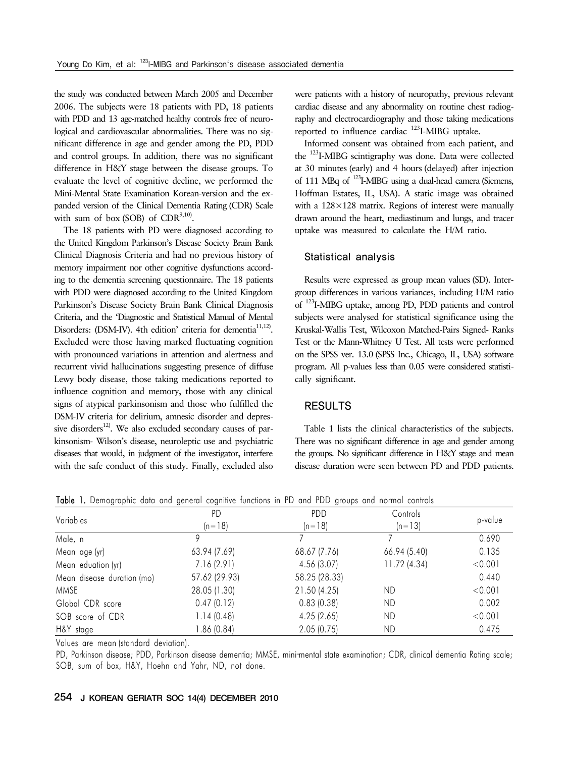the study was conducted between March 2005 and December 2006. The subjects were 18 patients with PD, 18 patients with PDD and 13 age-matched healthy controls free of neurological and cardiovascular abnormalities. There was no significant difference in age and gender among the PD, PDD and control groups. In addition, there was no significant difference in H&Y stage between the disease groups. To evaluate the level of cognitive decline, we performed the Mini-Mental State Examination Korean-version and the expanded version of the Clinical Dementia Rating (CDR) Scale with sum of box (SOB) of CDR[9,10].

The 18 patients with PD were diagnosed according to the United Kingdom Parkinson's Disease Society Brain Bank Clinical Diagnosis Criteria and had no previous history of memory impairment nor other cognitive dysfunctions according to the dementia screening questionnaire. The 18 patients with PDD were diagnosed according to the United Kingdom Parkinson's Disease Society Brain Bank Clinical Diagnosis Criteria, and the 'Diagnostic and Statistical Manual of Mental Disorders: (DSM-IV). 4th edition' criteria for dementia[11,12]. Excluded were those having marked fluctuating cognition with pronounced variations in attention and alertness and recurrent vivid hallucinations suggesting presence of diffuse Lewy body disease, those taking medications reported to influence cognition and memory, those with any clinical signs of atypical parkinsonism and those who fulfilled the DSM-IV criteria for delirium, amnesic disorder and depressive disorders[12]. We also excluded secondary causes of parkinsonism- Wilson's disease, neuroleptic use and psychiatric diseases that would, in judgment of the investigator, interfere with the safe conduct of this study. Finally, excluded also were patients with a history of neuropathy, previous relevant cardiac disease and any abnormality on routine chest radiography and electrocardiography and those taking medications reported to influence cardiac $^{123}$I-MIBG uptake.

Informed consent was obtained from each patient, and the $^{123}$I-MIBG scintigraphy was done. Data were collected at 30 minutes (early) and 4 hours (delayed) after injection of 111 MBq of $^{123}$I-MIBG using a dual-head camera (Siemens, Hoffman Estates, IL, USA). A static image was obtained with a 128×128 matrix. Regions of interest were manually drawn around the heart, mediastinum and lungs, and tracer uptake was measured to calculate the H/M ratio.

### Statistical analysis

Results were expressed as group mean values (SD). Intergroup differences in various variances, including H/M ratio of $^{123}$I-MIBG uptake, among PD, PDD patients and control subjects were analysed for statistical significance using the Kruskal-Wallis Test, Wilcoxon Matched-Pairs Signed- Ranks Test or the Mann-Whitney U Test. All tests were performed on the SPSS ver. 13.0 (SPSS Inc., Chicago, IL, USA) software program. All p-values less than 0.05 were considered statistically significant.

## RESULTS

Table 1 lists the clinical characteristics of the subjects. There was no significant difference in age and gender among the groups. No significant difference in H&Y stage and mean disease duration were seen between PD and PDD patients.

**Table 1.** Demographic data and general cognitive functions in PD and PDD groups and normal controls

| Variables | PD (n=18) | PDD (n=18) | Controls (n=13) | p-value |
|---|---|---|---|---|
| Male, n | 9 | 7 | 7 | 0.690 |
| Mean age (yr) | 63.94 (7.69) | 68.67 (7.76) | 66.94 (5.40) | 0.135 |
| Mean eduation (yr) | 7.16 (2.91) | 4.56 (3.07) | 11.72 (4.34) | <0.001 |
| Mean disease duration (mo) | 57.62 (29.93) | 58.25 (28.33) | | 0.440 |
| MMSE | 28.05 (1.30) | 21.50 (4.25) | ND | <0.001 |
| Global CDR score | 0.47 (0.12) | 0.83 (0.38) | ND | 0.002 |
| SOB score of CDR | 1.14 (0.48) | 4.25 (2.65) | ND | <0.001 |
| H&Y stage | 1.86 (0.84) | 2.05 (0.75) | ND | 0.475 |

Values are mean (standard deviation).

PD, Parkinson disease; PDD, Parkinson disease dementia; MMSE, mini-mental state examination; CDR, clinical dementia Rating scale; SOB, sum of box, H&Y, Hoehn and Yahr, ND, not done.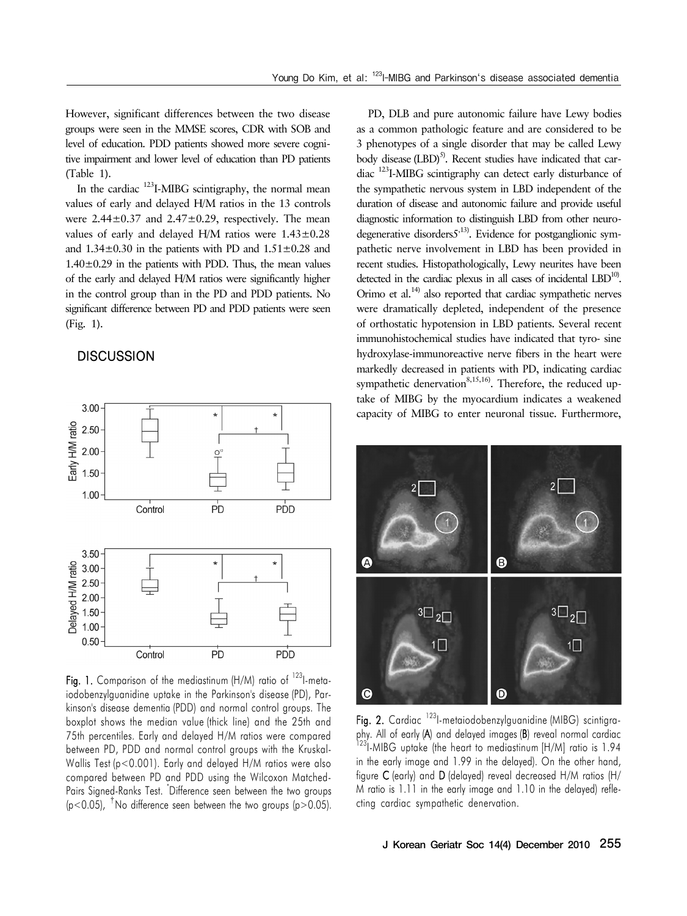However, significant differences between the two disease groups were seen in the MMSE scores, CDR with SOB and level of education. PDD patients showed more severe cognitive impairment and lower level of education than PD patients (Table 1).

In the cardiac $^{123}$I-MIBG scintigraphy, the normal mean values of early and delayed H/M ratios in the 13 controls were $2.44\pm0.37$ and $2.47\pm0.29$, respectively. The mean values of early and delayed H/M ratios were $1.43\pm0.28$ and $1.34\pm0.30$ in the patients with PD and $1.51\pm0.28$ and $1.40\pm0.29$ in the patients with PDD. Thus, the mean values of the early and delayed H/M ratios were significantly higher in the control group than in the PD and PDD patients. No significant difference between PD and PDD patients were seen (Fig. 1).

## DISCUSSION

Fig. 1. Comparison of the mediastinum (H/M) ratio of $^{123}$I-metaiodobenzylguanidine uptake in the Parkinson's disease (PD), Parkinson's disease dementia (PDD) and normal control groups. The boxplot shows the median value (thick line) and the 25th and 75th percentiles. Early and delayed H/M ratios were compared between PD, PDD and normal control groups with the Kruskal-Wallis Test ($p<0.001$). Early and delayed H/M ratios were also compared between PD and PDD using the Wilcoxon Matched-Pairs Signed-Ranks Test. *Difference seen between the two groups ($p<0.05$), †No difference seen between the two groups ($p>0.05$).

PD, DLB and pure autonomic failure have Lewy bodies as a common pathologic feature and are considered to be 3 phenotypes of a single disorder that may be called Lewy body disease (LBD)[5]. Recent studies have indicated that cardiac $^{123}$I-MIBG scintigraphy can detect early disturbance of the sympathetic nervous system in LBD independent of the duration of disease and autonomic failure and provide useful diagnostic information to distinguish LBD from other neurodegenerative disorders[5-13]. Evidence for postganglionic sympathetic nerve involvement in LBD has been provided in recent studies. Histopathologically, Lewy neurites have been detected in the cardiac plexus in all cases of incidental LBD[10]. Orimo et al.[14] also reported that cardiac sympathetic nerves were dramatically depleted, independent of the presence of orthostatic hypotension in LBD patients. Several recent immunohistochemical studies have indicated that tyro- sine hydroxylase-immunoreactive nerve fibers in the heart were markedly decreased in patients with PD, indicating cardiac sympathetic denervation[8,15,16]. Therefore, the reduced uptake of MIBG by the myocardium indicates a weakened capacity of MIBG to enter neuronal tissue. Furthermore,

Fig. 2. Cardiac $^{123}$I-metaiodobenzylguanidine (MIBG) scintigraphy. All of early (A) and delayed images (B) reveal normal cardiac $^{123}$I-MIBG uptake (the heart to mediastinum [H/M] ratio is 1.94 in the early image and 1.99 in the delayed). On the other hand, figure C (early) and D (delayed) reveal decreased H/M ratios (H/M ratio is 1.11 in the early image and 1.10 in the delayed) reflecting cardiac sympathetic denervation.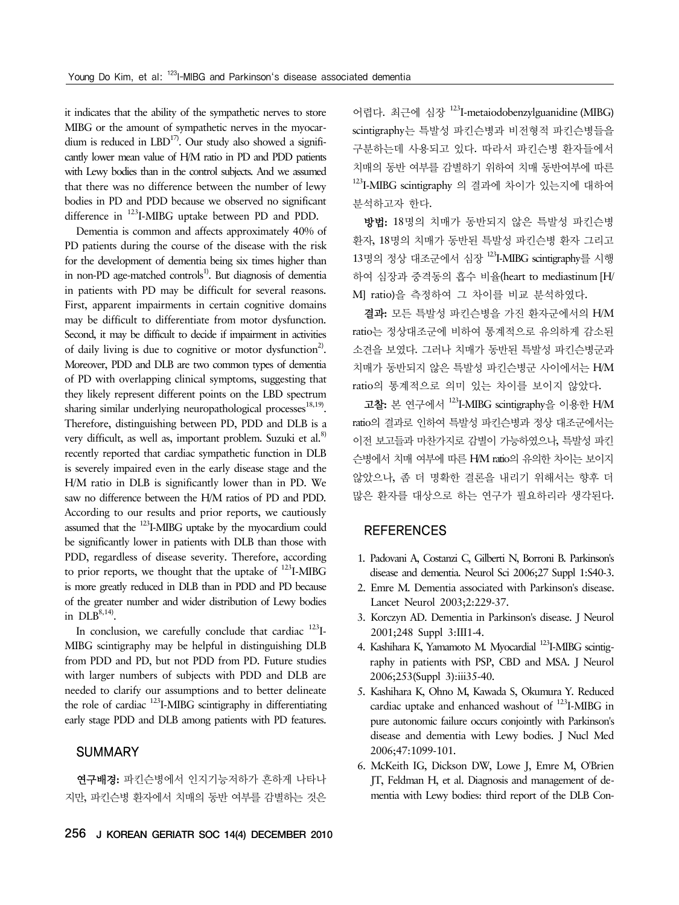it indicates that the ability of the sympathetic nerves to store MIBG or the amount of sympathetic nerves in the myocardium is reduced in LBD[17]. Our study also showed a significantly lower mean value of H/M ratio in PD and PDD patients with Lewy bodies than in the control subjects. And we assumed that there was no difference between the number of lewy bodies in PD and PDD because we observed no significant difference in $^{123}$I-MIBG uptake between PD and PDD.

Dementia is common and affects approximately 40% of PD patients during the course of the disease with the risk for the development of dementia being six times higher than in non-PD age-matched controls[1]. But diagnosis of dementia in patients with PD may be difficult for several reasons. First, apparent impairments in certain cognitive domains may be difficult to differentiate from motor dysfunction. Second, it may be difficult to decide if impairment in activities of daily living is due to cognitive or motor dysfunction[2]. Moreover, PDD and DLB are two common types of dementia of PD with overlapping clinical symptoms, suggesting that they likely represent different points on the LBD spectrum sharing similar underlying neuropathological processes[18,19]. Therefore, distinguishing between PD, PDD and DLB is a very difficult, as well as, important problem. Suzuki et al.[8] recently reported that cardiac sympathetic function in DLB is severely impaired even in the early disease stage and the H/M ratio in DLB is significantly lower than in PD. We saw no difference between the H/M ratios of PD and PDD. According to our results and prior reports, we cautiously assumed that the $^{123}$I-MIBG uptake by the myocardium could be significantly lower in patients with DLB than those with PDD, regardless of disease severity. Therefore, according to prior reports, we thought that the uptake of $^{123}$I-MIBG is more greatly reduced in DLB than in PDD and PD because of the greater number and wider distribution of Lewy bodies in DLB[8,14].

In conclusion, we carefully conclude that cardiac $^{123}$I-MIBG scintigraphy may be helpful in distinguishing DLB from PDD and PD, but not PDD from PD. Future studies with larger numbers of subjects with PDD and DLB are needed to clarify our assumptions and to better delineate the role of cardiac $^{123}$I-MIBG scintigraphy in differentiating early stage PDD and DLB among patients with PD features.

## SUMMARY

**연구배경:** 파킨슨병에서 인지기능저하가 흔하게 나타나지만, 파킨슨병 환자에서 치매의 동반 여부를 감별하는 것은 어렵다. 최근에 심장 $^{123}$I-metaiodobenzylguanidine (MIBG) scintigraphy는 특발성 파킨슨병과 비전형적 파킨슨병들을 구분하는데 사용되고 있다. 따라서 파킨슨병 환자들에서 치매의 동반 여부를 감별하기 위하여 치매 동반여부에 따른 $^{123}$I-MIBG scintigraphy 의 결과에 차이가 있는지에 대하여 분석하고자 한다.

**방법:** 18명의 치매가 동반되지 않은 특발성 파킨슨병 환자, 18명의 치매가 동반된 특발성 파킨슨병 환자 그리고 13명의 정상 대조군에서 심장 $^{123}$I-MIBG scintigraphy를 시행하여 심장과 종격동의 흡수 비율(heart to mediastinum [H/M] ratio)을 측정하여 그 차이를 비교 분석하였다.

**결과:** 모든 특발성 파킨슨병을 가진 환자군에서의 H/M ratio는 정상대조군에 비하여 통계적으로 유의하게 감소된 소견을 보였다. 그러나 치매가 동반된 특발성 파킨슨병군과 치매가 동반되지 않은 특발성 파킨슨병군 사이에서는 H/M ratio의 통계적으로 의미 있는 차이를 보이지 않았다.

**고찰:** 본 연구에서 $^{123}$I-MIBG scintigraphy을 이용한 H/M ratio의 결과로 인하여 특발성 파킨슨병과 정상 대조군에서는 이전 보고들과 마찬가지로 감별이 가능하였으나, 특발성 파킨슨병에서 치매 여부에 따른 H/M ratio의 유의한 차이는 보이지 않았으나, 좀 더 명확한 결론을 내리기 위해서는 향후 더 많은 환자를 대상으로 하는 연구가 필요하리라 생각된다.

## REFERENCES

1. Padovani A, Costanzi C, Gilberti N, Borroni B. Parkinson's disease and dementia. Neurol Sci 2006;27 Suppl 1:S40-3.
2. Emre M. Dementia associated with Parkinson's disease. Lancet Neurol 2003;2:229-37.
3. Korczyn AD. Dementia in Parkinson's disease. J Neurol 2001;248 Suppl 3:III1-4.
4. Kashihara K, Yamamoto M. Myocardial $^{123}$I-MIBG scintigraphy in patients with PSP, CBD and MSA. J Neurol 2006;253(Suppl 3):iii35-40.
5. Kashihara K, Ohno M, Kawada S, Okumura Y. Reduced cardiac uptake and enhanced washout of $^{123}$I-MIBG in pure autonomic failure occurs conjointly with Parkinson's disease and dementia with Lewy bodies. J Nucl Med 2006;47:1099-101.
6. McKeith IG, Dickson DW, Lowe J, Emre M, O'Brien JT, Feldman H, et al. Diagnosis and management of dementia with Lewy bodies: third report of the DLB Con-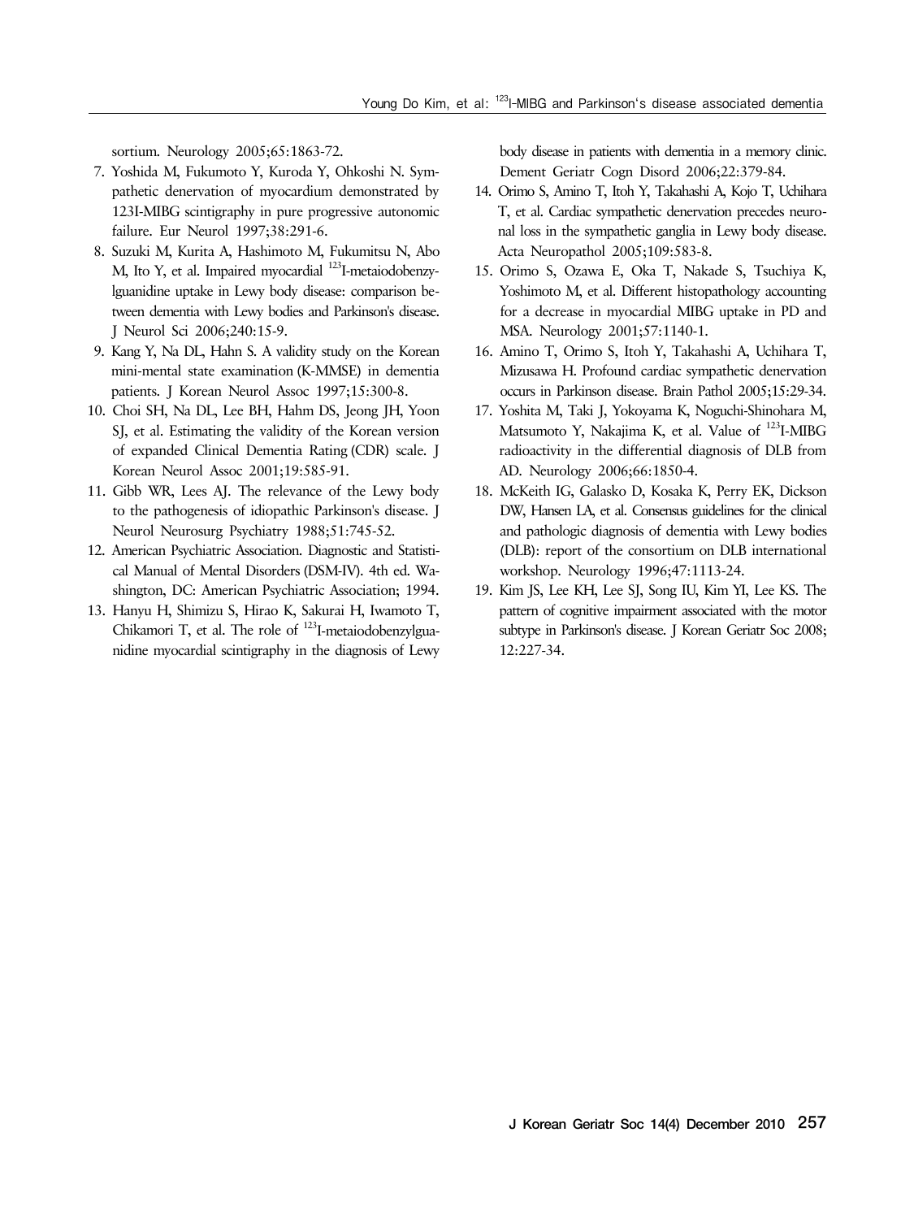sortium. Neurology 2005;65:1863-72.

7. Yoshida M, Fukumoto Y, Kuroda Y, Ohkoshi N. Sympathetic denervation of myocardium demonstrated by 123I-MIBG scintigraphy in pure progressive autonomic failure. Eur Neurol 1997;38:291-6.
8. Suzuki M, Kurita A, Hashimoto M, Fukumitsu N, Abo M, Ito Y, et al. Impaired myocardial $^{123}$I-metaiodobenzylguanidine uptake in Lewy body disease: comparison between dementia with Lewy bodies and Parkinson's disease. J Neurol Sci 2006;240:15-9.
9. Kang Y, Na DL, Hahn S. A validity study on the Korean mini-mental state examination (K-MMSE) in dementia patients. J Korean Neurol Assoc 1997;15:300-8.
10. Choi SH, Na DL, Lee BH, Hahm DS, Jeong JH, Yoon SJ, et al. Estimating the validity of the Korean version of expanded Clinical Dementia Rating (CDR) scale. J Korean Neurol Assoc 2001;19:585-91.
11. Gibb WR, Lees AJ. The relevance of the Lewy body to the pathogenesis of idiopathic Parkinson's disease. J Neurol Neurosurg Psychiatry 1988;51:745-52.
12. American Psychiatric Association. Diagnostic and Statistical Manual of Mental Disorders (DSM-IV). 4th ed. Washington, DC: American Psychiatric Association; 1994.
13. Hanyu H, Shimizu S, Hirao K, Sakurai H, Iwamoto T, Chikamori T, et al. The role of $^{123}$I-metaiodobenzylguanidine myocardial scintigraphy in the diagnosis of Lewy body disease in patients with dementia in a memory clinic. Dement Geriatr Cogn Disord 2006;22:379-84.
14. Orimo S, Amino T, Itoh Y, Takahashi A, Kojo T, Uchihara T, et al. Cardiac sympathetic denervation precedes neuronal loss in the sympathetic ganglia in Lewy body disease. Acta Neuropathol 2005;109:583-8.
15. Orimo S, Ozawa E, Oka T, Nakade S, Tsuchiya K, Yoshimoto M, et al. Different histopathology accounting for a decrease in myocardial MIBG uptake in PD and MSA. Neurology 2001;57:1140-1.
16. Amino T, Orimo S, Itoh Y, Takahashi A, Uchihara T, Mizusawa H. Profound cardiac sympathetic denervation occurs in Parkinson disease. Brain Pathol 2005;15:29-34.
17. Yoshita M, Taki J, Yokoyama K, Noguchi-Shinohara M, Matsumoto Y, Nakajima K, et al. Value of $^{123}$I-MIBG radioactivity in the differential diagnosis of DLB from AD. Neurology 2006;66:1850-4.
18. McKeith IG, Galasko D, Kosaka K, Perry EK, Dickson DW, Hansen LA, et al. Consensus guidelines for the clinical and pathologic diagnosis of dementia with Lewy bodies (DLB): report of the consortium on DLB international workshop. Neurology 1996;47:1113-24.
19. Kim JS, Lee KH, Lee SJ, Song IU, Kim YI, Lee KS. The pattern of cognitive impairment associated with the motor subtype in Parkinson's disease. J Korean Geriatr Soc 2008;12:227-34.